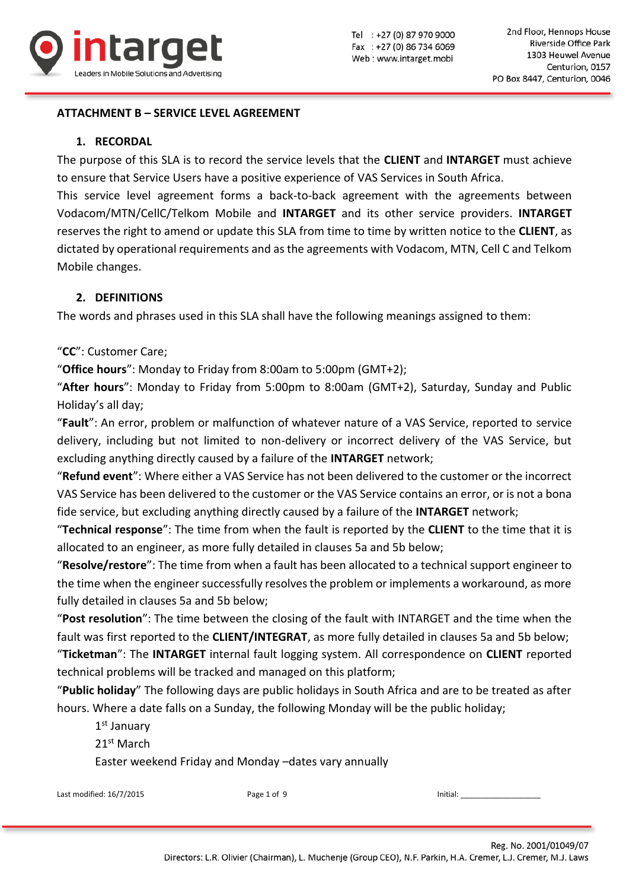## ATTACHMENT B – SERVICE LEVEL AGREEMENT

### 1. RECORDAL

The purpose of this SLA is to record the service levels that the **CLIENT** and **INTARGET** must achieve to ensure that Service Users have a positive experience of VAS Services in South Africa.

This service level agreement forms a back-to-back agreement with the agreements between Vodacom/MTN/CellC/Telkom Mobile and **INTARGET** and its other service providers. **INTARGET** reserves the right to amend or update this SLA from time to time by written notice to the **CLIENT**, as dictated by operational requirements and as the agreements with Vodacom, MTN, Cell C and Telkom Mobile changes.

### 2. DEFINITIONS

The words and phrases used in this SLA shall have the following meanings assigned to them:

"**CC**": Customer Care;

"**Office hours**": Monday to Friday from 8:00am to 5:00pm (GMT+2);

"**After hours**": Monday to Friday from 5:00pm to 8:00am (GMT+2), Saturday, Sunday and Public Holiday's all day;

"**Fault**": An error, problem or malfunction of whatever nature of a VAS Service, reported to service delivery, including but not limited to non-delivery or incorrect delivery of the VAS Service, but excluding anything directly caused by a failure of the **INTARGET** network;

"**Refund event**": Where either a VAS Service has not been delivered to the customer or the incorrect VAS Service has been delivered to the customer or the VAS Service contains an error, or is not a bona fide service, but excluding anything directly caused by a failure of the **INTARGET** network;

"**Technical response**": The time from when the fault is reported by the **CLIENT** to the time that it is allocated to an engineer, as more fully detailed in clauses 5a and 5b below;

"**Resolve/restore**": The time from when a fault has been allocated to a technical support engineer to the time when the engineer successfully resolves the problem or implements a workaround, as more fully detailed in clauses 5a and 5b below;

"**Post resolution**": The time between the closing of the fault with INTARGET and the time when the fault was first reported to the **CLIENT/INTEGRAT**, as more fully detailed in clauses 5a and 5b below;

"**Ticketman**": The **INTARGET** internal fault logging system. All correspondence on **CLIENT** reported technical problems will be tracked and managed on this platform;

"**Public holiday**" The following days are public holidays in South Africa and are to be treated as after hours. Where a date falls on a Sunday, the following Monday will be the public holiday;

- 1st January
- 21st March
- Easter weekend Friday and Monday –dates vary annually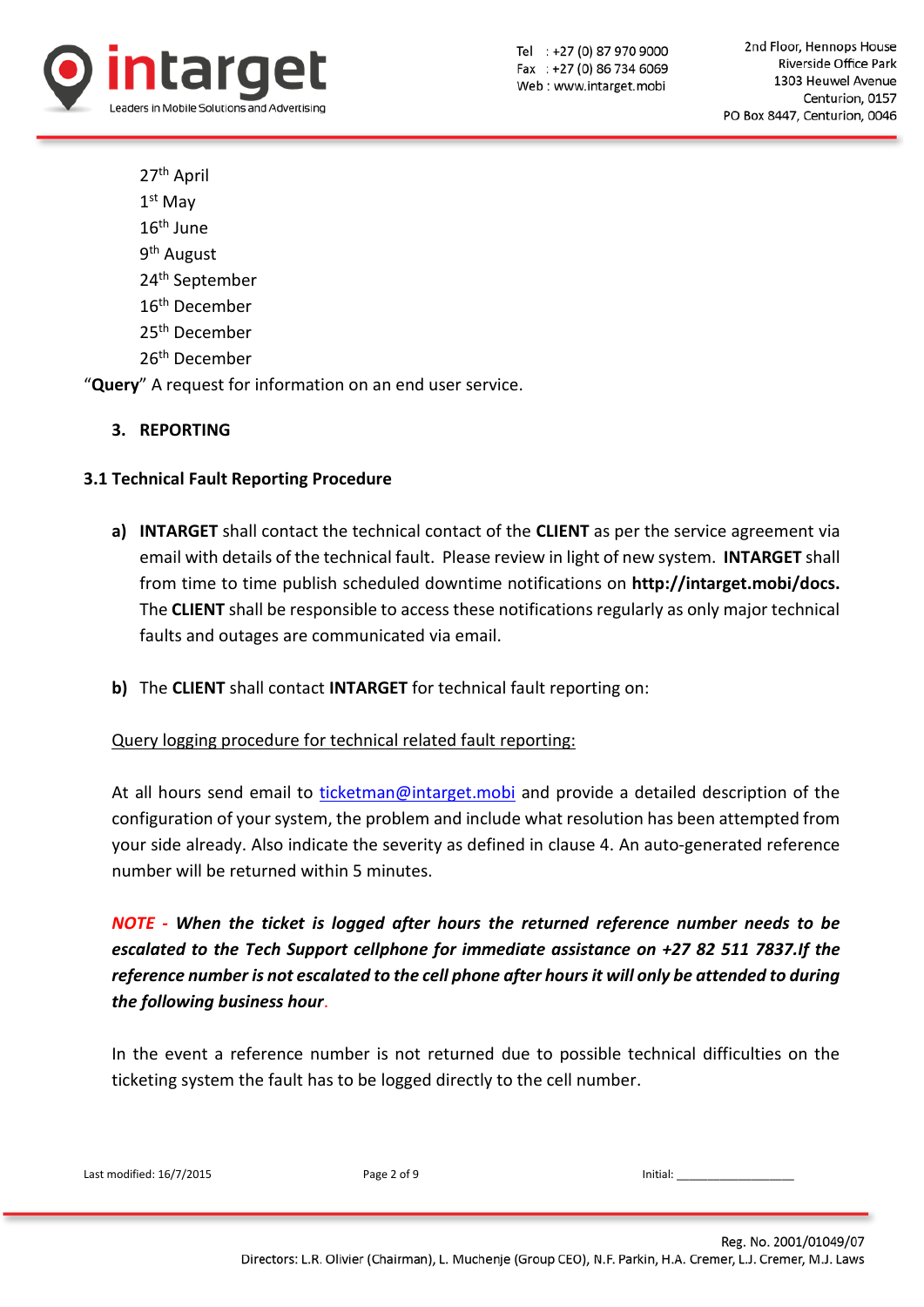27th April
1st May
16th June
9th August
24th September
16th December
25th December
26th December

"**Query**" A request for information on an end user service.

## 3. REPORTING

### 3.1 Technical Fault Reporting Procedure

**a)** **INTARGET** shall contact the technical contact of the **CLIENT** as per the service agreement via email with details of the technical fault. Please review in light of new system. **INTARGET** shall from time to time publish scheduled downtime notifications on **http://intarget.mobi/docs.** The **CLIENT** shall be responsible to access these notifications regularly as only major technical faults and outages are communicated via email.

**b)** The **CLIENT** shall contact **INTARGET** for technical fault reporting on:

Query logging procedure for technical related fault reporting:

At all hours send email to ticketman@intarget.mobi and provide a detailed description of the configuration of your system, the problem and include what resolution has been attempted from your side already. Also indicate the severity as defined in clause 4. An auto-generated reference number will be returned within 5 minutes.

***NOTE - When the ticket is logged after hours the returned reference number needs to be escalated to the Tech Support cellphone for immediate assistance on +27 82 511 7837.If the reference number is not escalated to the cell phone after hours it will only be attended to during the following business hour.***

In the event a reference number is not returned due to possible technical difficulties on the ticketing system the fault has to be logged directly to the cell number.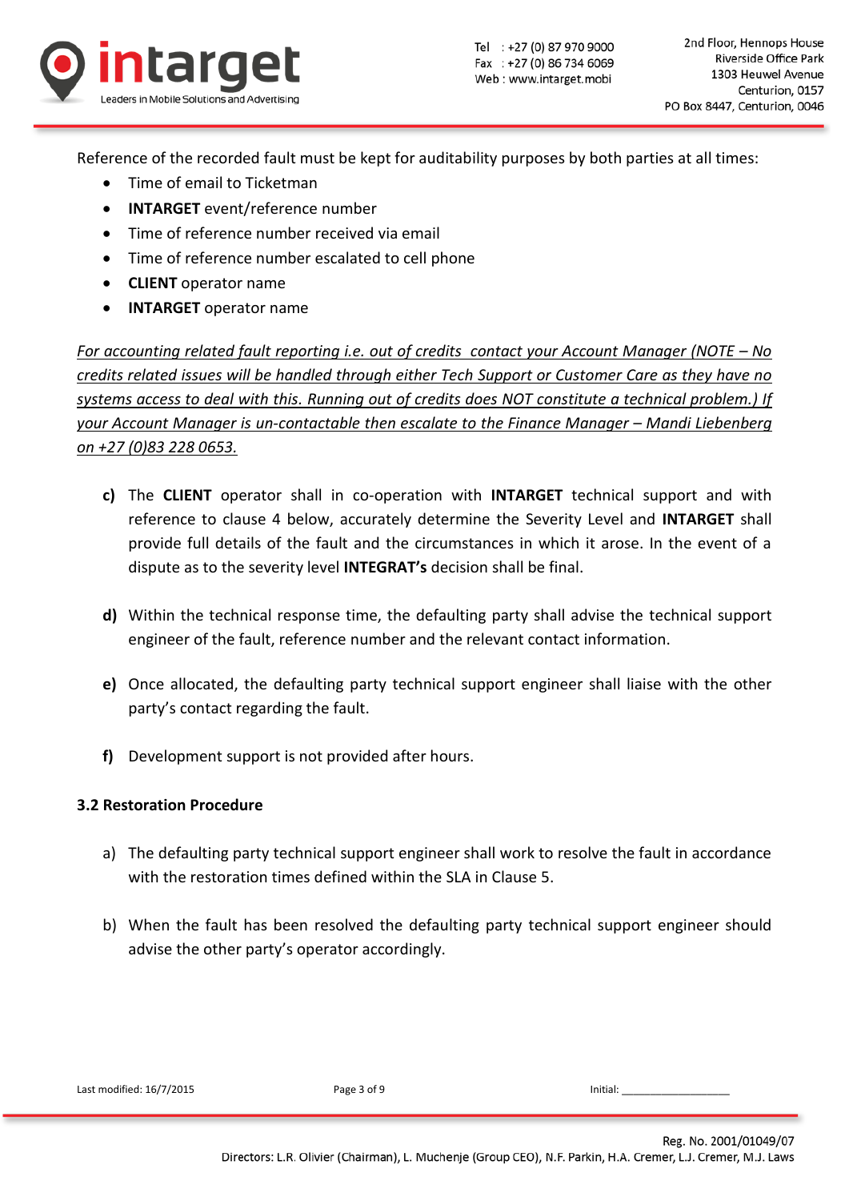Reference of the recorded fault must be kept for auditability purposes by both parties at all times:

- Time of email to Ticketman
- **INTARGET** event/reference number
- Time of reference number received via email
- Time of reference number escalated to cell phone
- **CLIENT** operator name
- **INTARGET** operator name

*For accounting related fault reporting i.e. out of credits contact your Account Manager (NOTE – No credits related issues will be handled through either Tech Support or Customer Care as they have no systems access to deal with this. Running out of credits does NOT constitute a technical problem.) If your Account Manager is un-contactable then escalate to the Finance Manager – Mandi Liebenberg on +27 (0)83 228 0653.*

**c)** The **CLIENT** operator shall in co-operation with **INTARGET** technical support and with reference to clause 4 below, accurately determine the Severity Level and **INTARGET** shall provide full details of the fault and the circumstances in which it arose. In the event of a dispute as to the severity level **INTEGRAT's** decision shall be final.

**d)** Within the technical response time, the defaulting party shall advise the technical support engineer of the fault, reference number and the relevant contact information.

**e)** Once allocated, the defaulting party technical support engineer shall liaise with the other party's contact regarding the fault.

**f)** Development support is not provided after hours.

**3.2 Restoration Procedure**

a) The defaulting party technical support engineer shall work to resolve the fault in accordance with the restoration times defined within the SLA in Clause 5.

b) When the fault has been resolved the defaulting party technical support engineer should advise the other party's operator accordingly.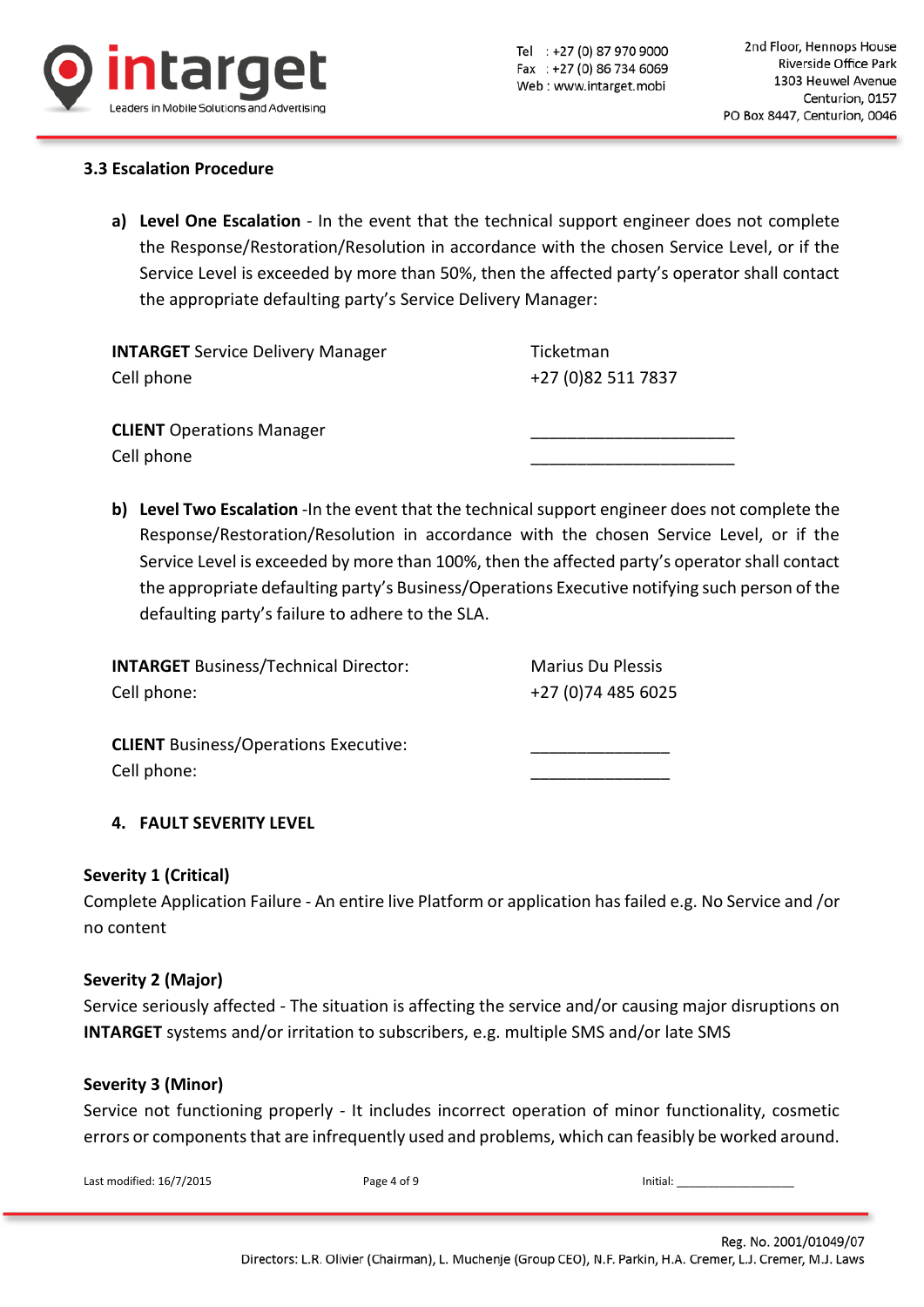### 3.3 Escalation Procedure

**a) Level One Escalation** - In the event that the technical support engineer does not complete the Response/Restoration/Resolution in accordance with the chosen Service Level, or if the Service Level is exceeded by more than 50%, then the affected party's operator shall contact the appropriate defaulting party's Service Delivery Manager:

| | |
|---|---|
| **INTARGET** Service Delivery Manager | Ticketman |
| Cell phone | +27 (0)82 511 7837 |
| | |
| **CLIENT** Operations Manager | ______________________ |
| Cell phone | ______________________ |

**b) Level Two Escalation** -In the event that the technical support engineer does not complete the Response/Restoration/Resolution in accordance with the chosen Service Level, or if the Service Level is exceeded by more than 100%, then the affected party's operator shall contact the appropriate defaulting party's Business/Operations Executive notifying such person of the defaulting party's failure to adhere to the SLA.

| | |
|---|---|
| **INTARGET** Business/Technical Director: | Marius Du Plessis |
| Cell phone: | +27 (0)74 485 6025 |
| | |
| **CLIENT** Business/Operations Executive: | _______________ |
| Cell phone: | _______________ |

## 4. FAULT SEVERITY LEVEL

**Severity 1 (Critical)**
Complete Application Failure - An entire live Platform or application has failed e.g. No Service and /or no content

**Severity 2 (Major)**
Service seriously affected - The situation is affecting the service and/or causing major disruptions on **INTARGET** systems and/or irritation to subscribers, e.g. multiple SMS and/or late SMS

**Severity 3 (Minor)**
Service not functioning properly - It includes incorrect operation of minor functionality, cosmetic errors or components that are infrequently used and problems, which can feasibly be worked around.

Last modified: 16/7/2015 Initial: ________________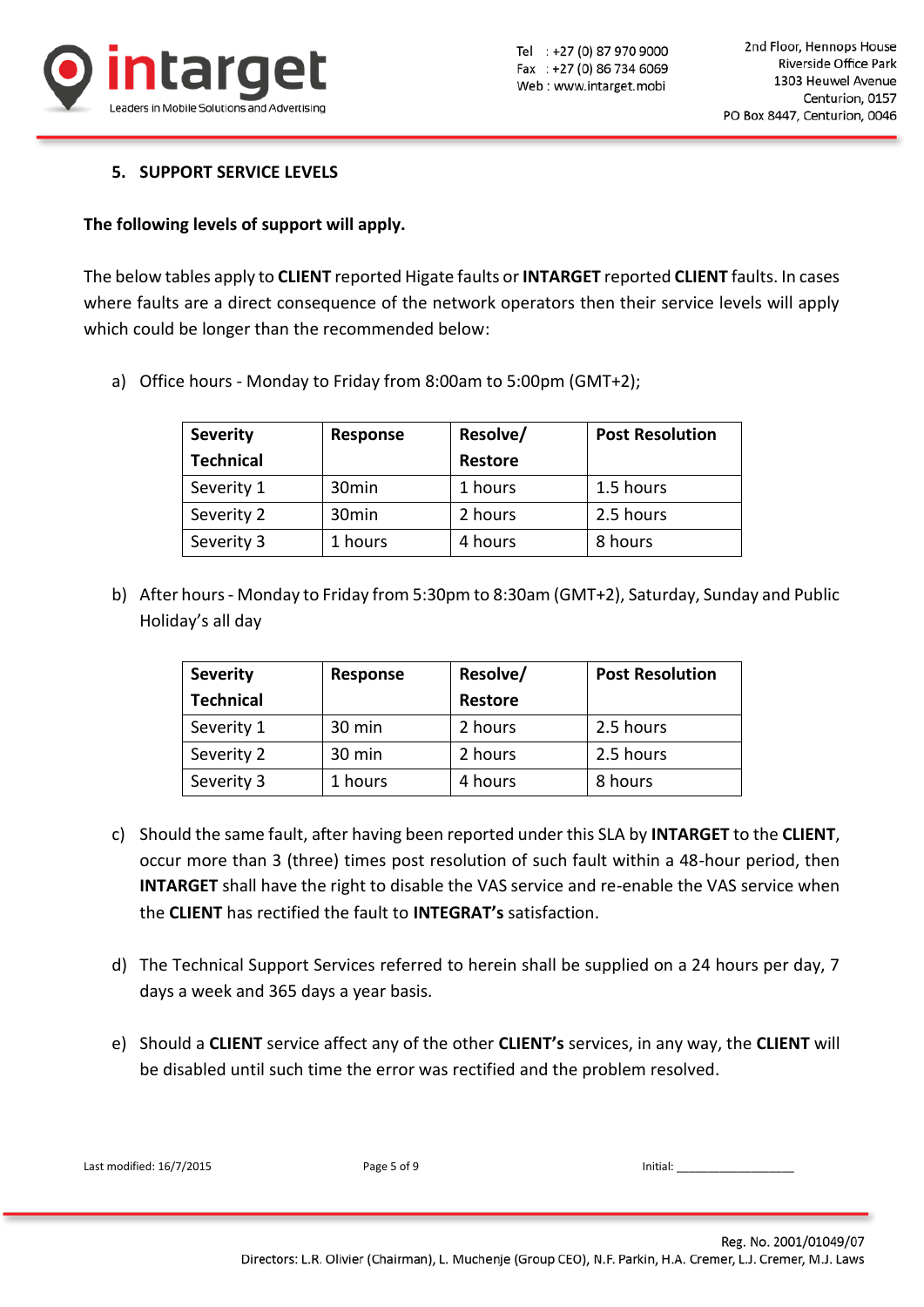## 5. SUPPORT SERVICE LEVELS

**The following levels of support will apply.**

The below tables apply to **CLIENT** reported Higate faults or **INTARGET** reported **CLIENT** faults. In cases where faults are a direct consequence of the network operators then their service levels will apply which could be longer than the recommended below:

a) Office hours - Monday to Friday from 8:00am to 5:00pm (GMT+2);

| Severity Technical | Response | Resolve/ Restore | Post Resolution |
|---|---|---|---|
| Severity 1 | 30min | 1 hours | 1.5 hours |
| Severity 2 | 30min | 2 hours | 2.5 hours |
| Severity 3 | 1 hours | 4 hours | 8 hours |

b) After hours - Monday to Friday from 5:30pm to 8:30am (GMT+2), Saturday, Sunday and Public Holiday's all day

| Severity Technical | Response | Resolve/ Restore | Post Resolution |
|---|---|---|---|
| Severity 1 | 30 min | 2 hours | 2.5 hours |
| Severity 2 | 30 min | 2 hours | 2.5 hours |
| Severity 3 | 1 hours | 4 hours | 8 hours |

c) Should the same fault, after having been reported under this SLA by **INTARGET** to the **CLIENT**, occur more than 3 (three) times post resolution of such fault within a 48-hour period, then **INTARGET** shall have the right to disable the VAS service and re-enable the VAS service when the **CLIENT** has rectified the fault to **INTEGRAT's** satisfaction.

d) The Technical Support Services referred to herein shall be supplied on a 24 hours per day, 7 days a week and 365 days a year basis.

e) Should a **CLIENT** service affect any of the other **CLIENT's** services, in any way, the **CLIENT** will be disabled until such time the error was rectified and the problem resolved.

Last modified: 16/7/2015

Initial: ___________________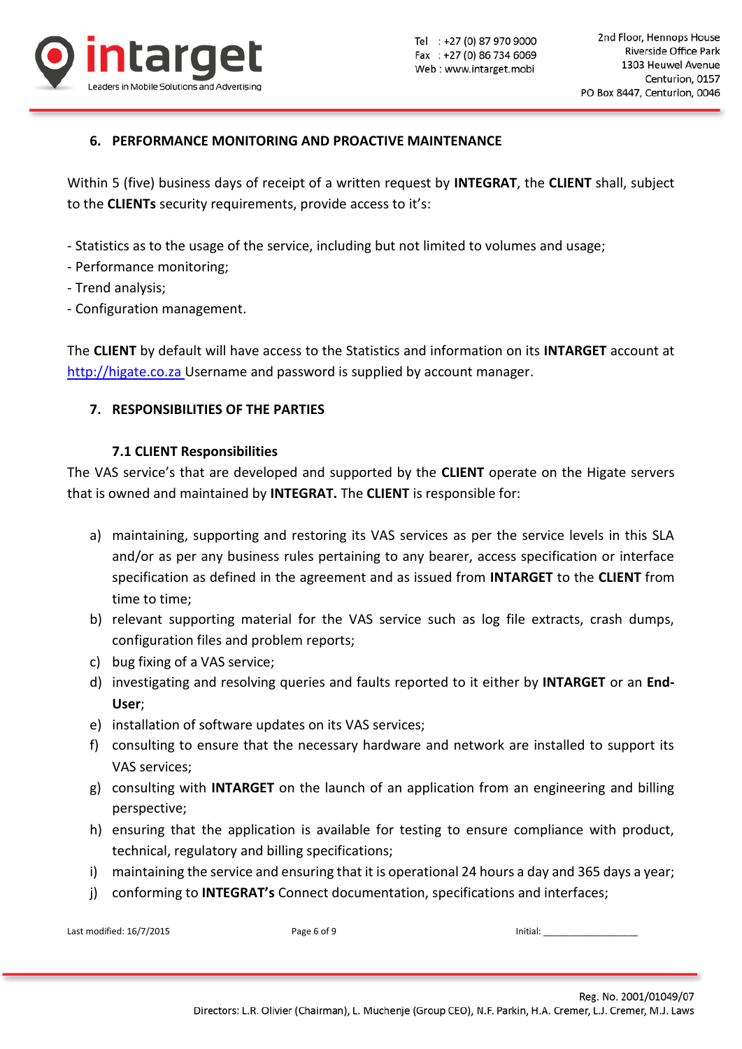## 6. PERFORMANCE MONITORING AND PROACTIVE MAINTENANCE

Within 5 (five) business days of receipt of a written request by **INTEGRAT**, the **CLIENT** shall, subject to the **CLIENTs** security requirements, provide access to it's:

- Statistics as to the usage of the service, including but not limited to volumes and usage;
- Performance monitoring;
- Trend analysis;
- Configuration management.

The **CLIENT** by default will have access to the Statistics and information on its **INTARGET** account at http://higate.co.za Username and password is supplied by account manager.

## 7. RESPONSIBILITIES OF THE PARTIES

### 7.1 CLIENT Responsibilities

The VAS service's that are developed and supported by the **CLIENT** operate on the Higate servers that is owned and maintained by **INTEGRAT.** The **CLIENT** is responsible for:

a) maintaining, supporting and restoring its VAS services as per the service levels in this SLA and/or as per any business rules pertaining to any bearer, access specification or interface specification as defined in the agreement and as issued from **INTARGET** to the **CLIENT** from time to time;
b) relevant supporting material for the VAS service such as log file extracts, crash dumps, configuration files and problem reports;
c) bug fixing of a VAS service;
d) investigating and resolving queries and faults reported to it either by **INTARGET** or an **End-User**;
e) installation of software updates on its VAS services;
f) consulting to ensure that the necessary hardware and network are installed to support its VAS services;
g) consulting with **INTARGET** on the launch of an application from an engineering and billing perspective;
h) ensuring that the application is available for testing to ensure compliance with product, technical, regulatory and billing specifications;
i) maintaining the service and ensuring that it is operational 24 hours a day and 365 days a year;
j) conforming to **INTEGRAT's** Connect documentation, specifications and interfaces;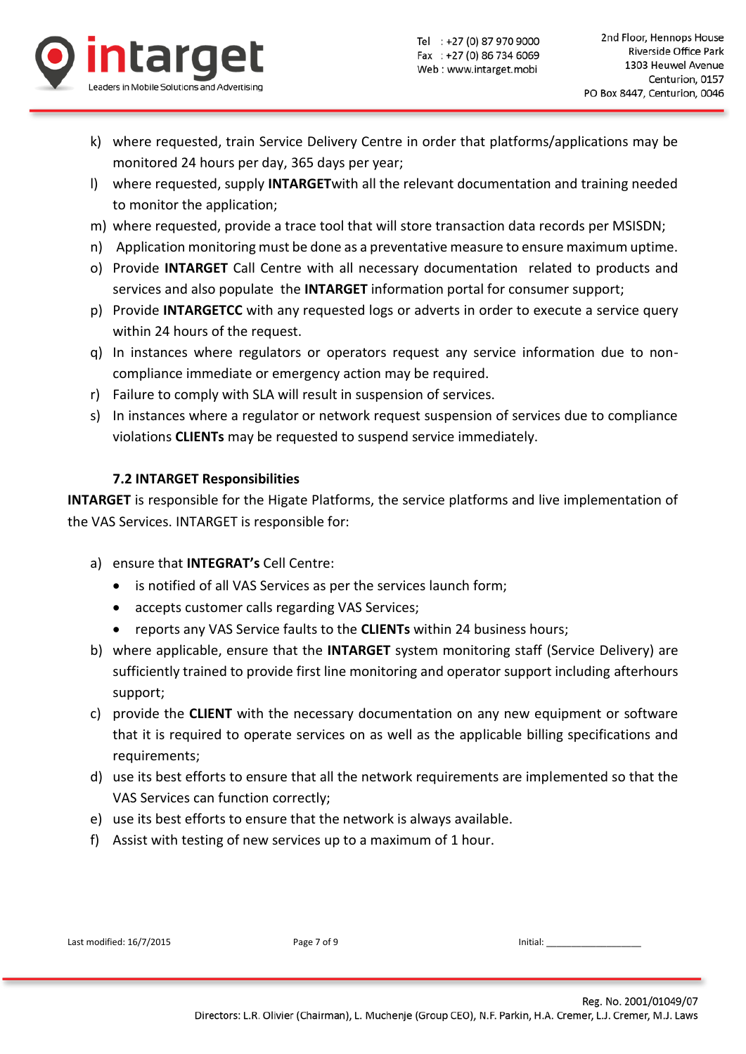k) where requested, train Service Delivery Centre in order that platforms/applications may be monitored 24 hours per day, 365 days per year;

l) where requested, supply **INTARGET**with all the relevant documentation and training needed to monitor the application;

m) where requested, provide a trace tool that will store transaction data records per MSISDN;

n) Application monitoring must be done as a preventative measure to ensure maximum uptime.

o) Provide **INTARGET** Call Centre with all necessary documentation related to products and services and also populate the **INTARGET** information portal for consumer support;

p) Provide **INTARGETCC** with any requested logs or adverts in order to execute a service query within 24 hours of the request.

q) In instances where regulators or operators request any service information due to non-compliance immediate or emergency action may be required.

r) Failure to comply with SLA will result in suspension of services.

s) In instances where a regulator or network request suspension of services due to compliance violations **CLIENTs** may be requested to suspend service immediately.

### 7.2 INTARGET Responsibilities

**INTARGET** is responsible for the Higate Platforms, the service platforms and live implementation of the VAS Services. INTARGET is responsible for:

a) ensure that **INTEGRAT's** Cell Centre:
   - is notified of all VAS Services as per the services launch form;
   - accepts customer calls regarding VAS Services;
   - reports any VAS Service faults to the **CLIENTs** within 24 business hours;

b) where applicable, ensure that the **INTARGET** system monitoring staff (Service Delivery) are sufficiently trained to provide first line monitoring and operator support including afterhours support;

c) provide the **CLIENT** with the necessary documentation on any new equipment or software that it is required to operate services on as well as the applicable billing specifications and requirements;

d) use its best efforts to ensure that all the network requirements are implemented so that the VAS Services can function correctly;

e) use its best efforts to ensure that the network is always available.

f) Assist with testing of new services up to a maximum of 1 hour.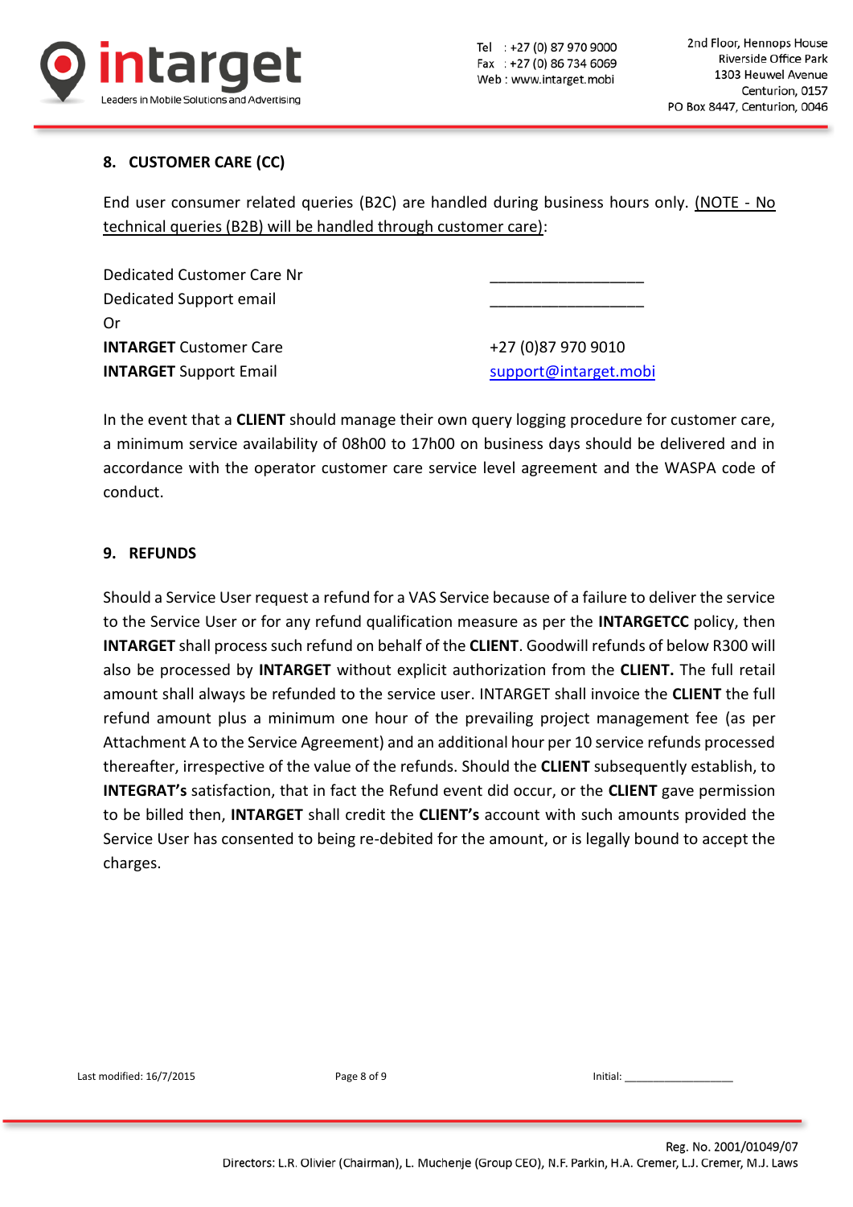## 8. CUSTOMER CARE (CC)

End user consumer related queries (B2C) are handled during business hours only. <u>(NOTE - No technical queries (B2B) will be handled through customer care)</u>:

| | |
|---|---|
| Dedicated Customer Care Nr | ___________________ |
| Dedicated Support email | ___________________ |
| Or | |
| **INTARGET** Customer Care | +27 (0)87 970 9010 |
| **INTARGET** Support Email | support@intarget.mobi |

In the event that a **CLIENT** should manage their own query logging procedure for customer care, a minimum service availability of 08h00 to 17h00 on business days should be delivered and in accordance with the operator customer care service level agreement and the WASPA code of conduct.

## 9. REFUNDS

Should a Service User request a refund for a VAS Service because of a failure to deliver the service to the Service User or for any refund qualification measure as per the **INTARGETCC** policy, then **INTARGET** shall process such refund on behalf of the **CLIENT**. Goodwill refunds of below R300 will also be processed by **INTARGET** without explicit authorization from the **CLIENT.** The full retail amount shall always be refunded to the service user. INTARGET shall invoice the **CLIENT** the full refund amount plus a minimum one hour of the prevailing project management fee (as per Attachment A to the Service Agreement) and an additional hour per 10 service refunds processed thereafter, irrespective of the value of the refunds. Should the **CLIENT** subsequently establish, to **INTEGRAT's** satisfaction, that in fact the Refund event did occur, or the **CLIENT** gave permission to be billed then, **INTARGET** shall credit the **CLIENT's** account with such amounts provided the Service User has consented to being re-debited for the amount, or is legally bound to accept the charges.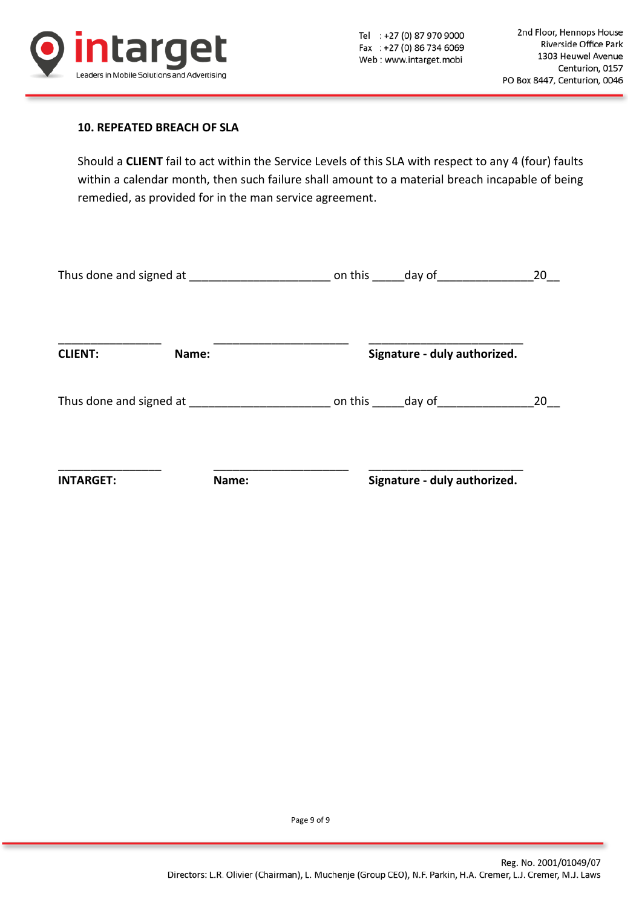## 10. REPEATED BREACH OF SLA

Should a **CLIENT** fail to act within the Service Levels of this SLA with respect to any 4 (four) faults within a calendar month, then such failure shall amount to a material breach incapable of being remedied, as provided for in the man service agreement.

Thus done and signed at ______________________ on this _____day of_______________20__

________________ ______________________ _________________________

**CLIENT:** **Name:** **Signature - duly authorized.**

Thus done and signed at ______________________ on this _____day of_______________20__

________________ ______________________ _________________________

**INTARGET:** **Name:** **Signature - duly authorized.**